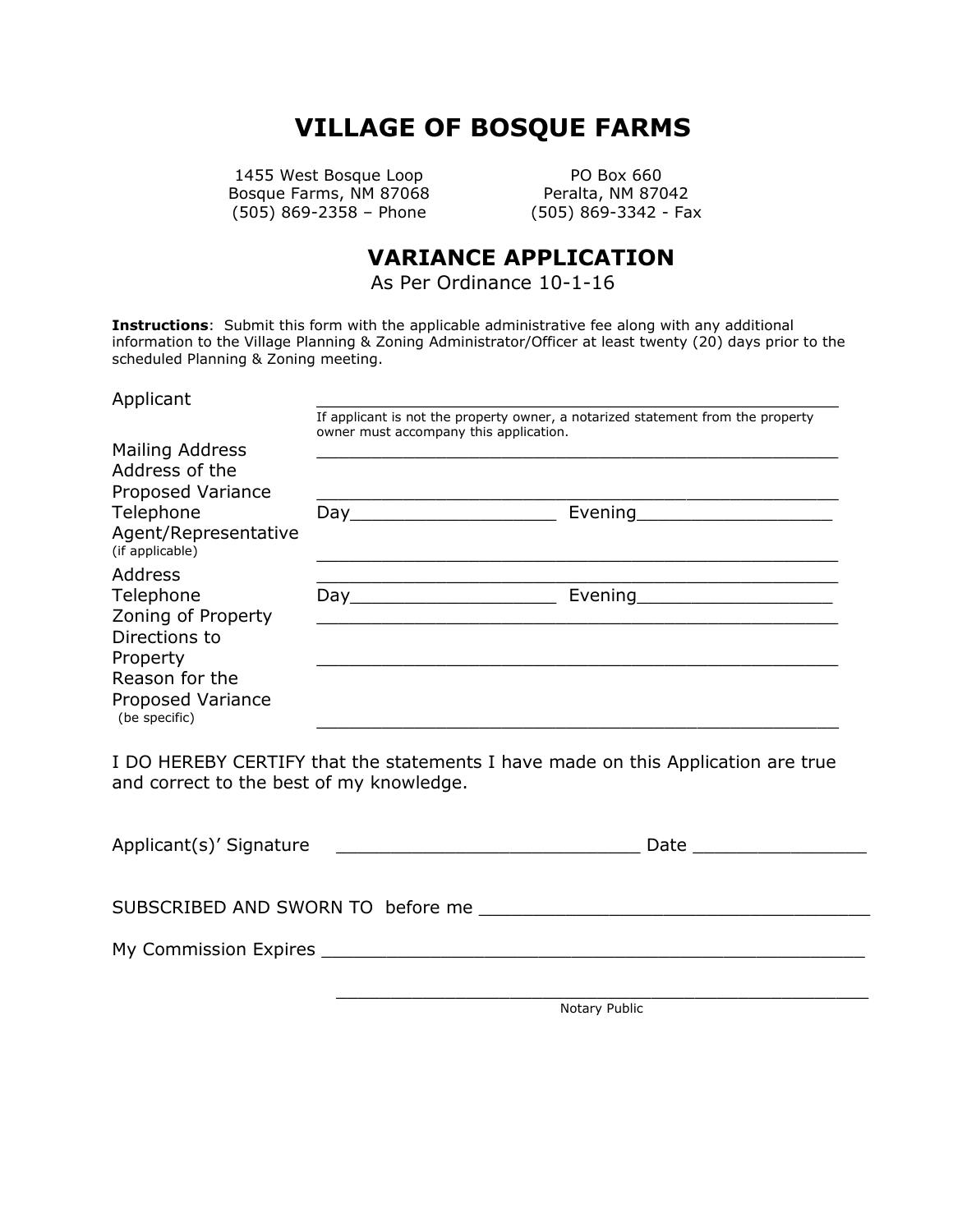# VILLAGE OF BOSQUE FARMS

1455 West Bosque Loop
Bosque Farms, NM 87068
(505) 869-2358 – Phone

PO Box 660
Peralta, NM 87042
(505) 869-3342 - Fax

## VARIANCE APPLICATION

As Per Ordinance 10-1-16

**Instructions**: Submit this form with the applicable administrative fee along with any additional information to the Village Planning & Zoning Administrator/Officer at least twenty (20) days prior to the scheduled Planning & Zoning meeting.

Applicant ___________________________________________________

If applicant is not the property owner, a notarized statement from the property owner must accompany this application.

Mailing Address ___________________________________________________

Address of the Proposed Variance ___________________________________________________

Telephone Day___________________ Evening__________________

Agent/Representative (if applicable) ___________________________________________________

Address ___________________________________________________

Telephone Day___________________ Evening__________________

Zoning of Property ___________________________________________________

Directions to Property ___________________________________________________

Reason for the Proposed Variance (be specific) ___________________________________________________

I DO HEREBY CERTIFY that the statements I have made on this Application are true and correct to the best of my knowledge.

Applicant(s)' Signature ___________________________ Date _______________

SUBSCRIBED AND SWORN TO before me ___________________________________

My Commission Expires ___________________________________________________

___________________________________________________
Notary Public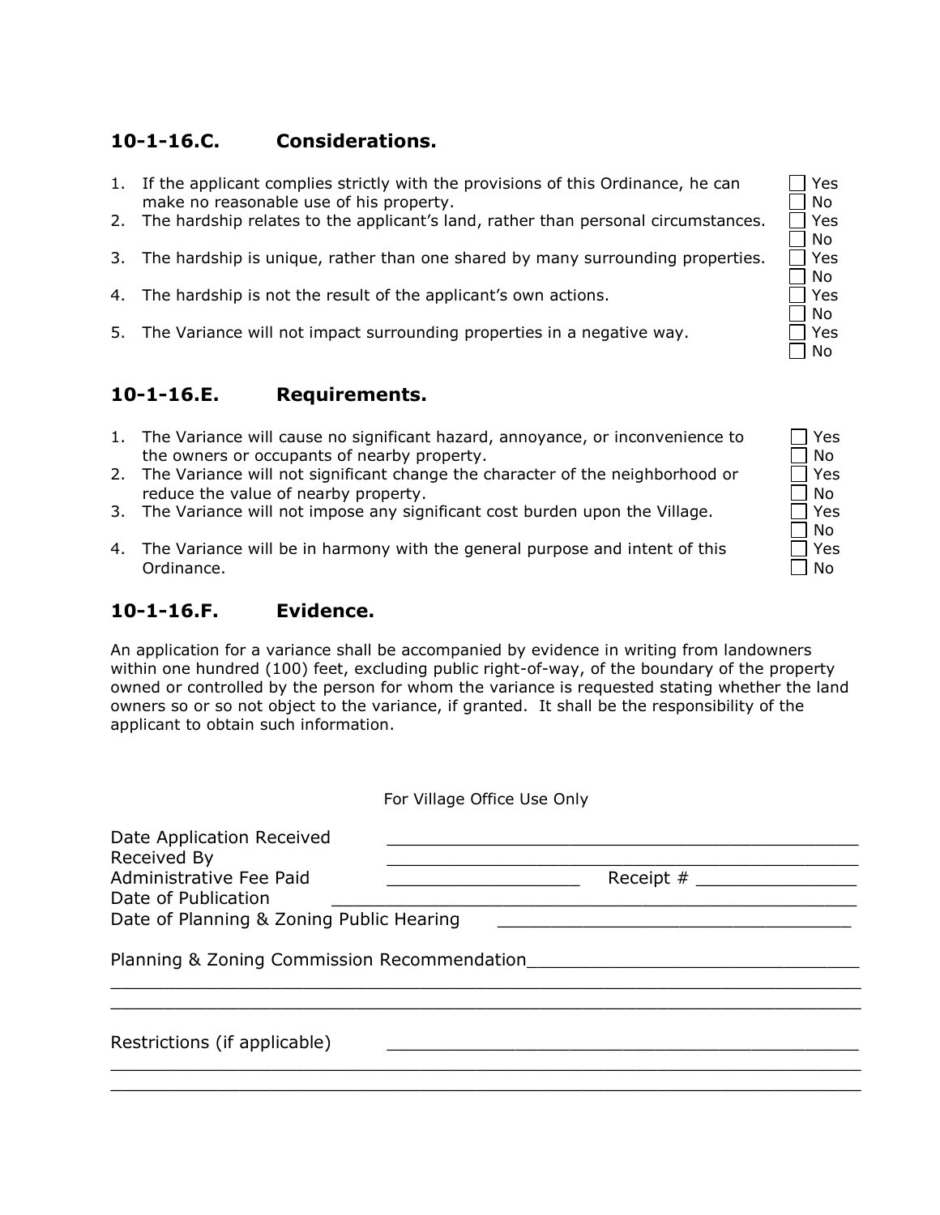## 10-1-16.C. Considerations.

1. If the applicant complies strictly with the provisions of this Ordinance, he can make no reasonable use of his property. ☐ Yes ☐ No
2. The hardship relates to the applicant's land, rather than personal circumstances. ☐ Yes ☐ No
3. The hardship is unique, rather than one shared by many surrounding properties. ☐ Yes ☐ No
4. The hardship is not the result of the applicant's own actions. ☐ Yes ☐ No
5. The Variance will not impact surrounding properties in a negative way. ☐ Yes ☐ No

## 10-1-16.E. Requirements.

1. The Variance will cause no significant hazard, annoyance, or inconvenience to the owners or occupants of nearby property. ☐ Yes ☐ No
2. The Variance will not significant change the character of the neighborhood or reduce the value of nearby property. ☐ Yes ☐ No
3. The Variance will not impose any significant cost burden upon the Village. ☐ Yes ☐ No
4. The Variance will be in harmony with the general purpose and intent of this Ordinance. ☐ Yes ☐ No

## 10-1-16.F. Evidence.

An application for a variance shall be accompanied by evidence in writing from landowners within one hundred (100) feet, excluding public right-of-way, of the boundary of the property owned or controlled by the person for whom the variance is requested stating whether the land owners so or so not object to the variance, if granted. It shall be the responsibility of the applicant to obtain such information.

For Village Office Use Only

Date Application Received ______________________________

Received By ______________________________

Administrative Fee Paid ____________ Receipt # ____________

Date of Publication ______________________________

Date of Planning & Zoning Public Hearing ______________________________

Planning & Zoning Commission Recommendation______________________________

______________________________________________________________

______________________________________________________________

Restrictions (if applicable) ______________________________

______________________________________________________________

______________________________________________________________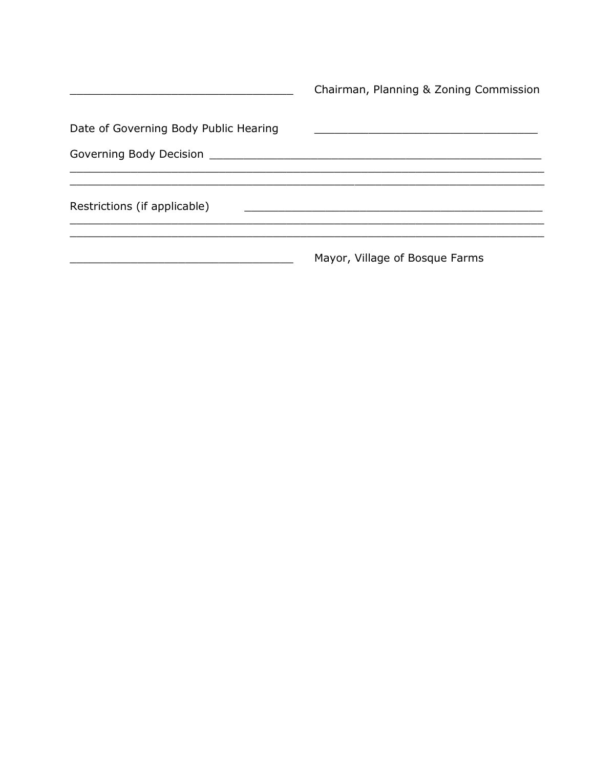_________________________________ Chairman, Planning & Zoning Commission

Date of Governing Body Public Hearing _________________________________

Governing Body Decision __________________________________________________
______________________________________________________________________
______________________________________________________________________

Restrictions (if applicable) ____________________________________________
______________________________________________________________________
______________________________________________________________________

_________________________________ Mayor, Village of Bosque Farms